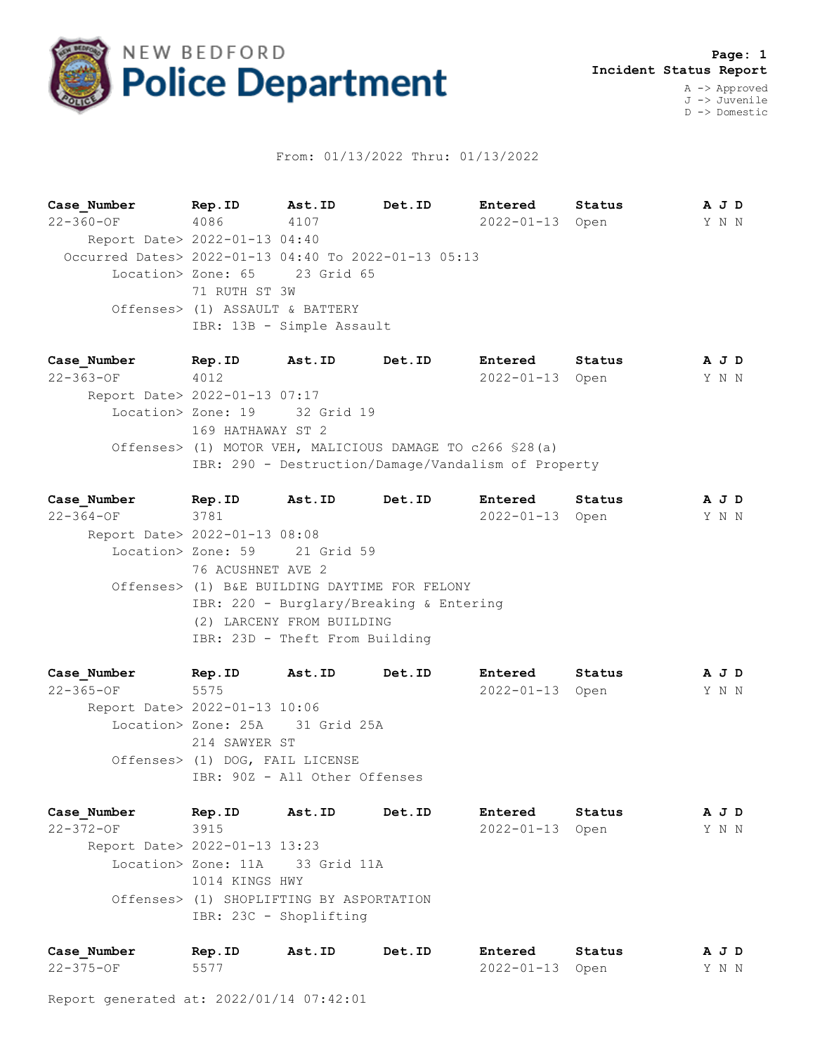# NEW BEDFORD Police Department

**Page: 1**
**Incident Status Report**

A -> Approved
J -> Juvenile
D -> Domestic

From: 01/13/2022 Thru: 01/13/2022

| Case_Number | Rep.ID | Ast.ID | Det.ID | Entered | Status | A J D |
|---|---|---|---|---|---|---|
| 22-360-OF | 4086 | 4107 | | 2022-01-13 | Open | Y N N |

Report Date> 2022-01-13 04:40
Occurred Dates> 2022-01-13 04:40 To 2022-01-13 05:13
Location> Zone: 65 23 Grid 65
71 RUTH ST 3W
Offenses> (1) ASSAULT & BATTERY
IBR: 13B - Simple Assault

| Case_Number | Rep.ID | Ast.ID | Det.ID | Entered | Status | A J D |
|---|---|---|---|---|---|---|
| 22-363-OF | 4012 | | | 2022-01-13 | Open | Y N N |

Report Date> 2022-01-13 07:17
Location> Zone: 19 32 Grid 19
169 HATHAWAY ST 2
Offenses> (1) MOTOR VEH, MALICIOUS DAMAGE TO c266 §28(a)
IBR: 290 - Destruction/Damage/Vandalism of Property

| Case_Number | Rep.ID | Ast.ID | Det.ID | Entered | Status | A J D |
|---|---|---|---|---|---|---|
| 22-364-OF | 3781 | | | 2022-01-13 | Open | Y N N |

Report Date> 2022-01-13 08:08
Location> Zone: 59 21 Grid 59
76 ACUSHNET AVE 2
Offenses> (1) B&E BUILDING DAYTIME FOR FELONY
IBR: 220 - Burglary/Breaking & Entering
(2) LARCENY FROM BUILDING
IBR: 23D - Theft From Building

| Case_Number | Rep.ID | Ast.ID | Det.ID | Entered | Status | A J D |
|---|---|---|---|---|---|---|
| 22-365-OF | 5575 | | | 2022-01-13 | Open | Y N N |

Report Date> 2022-01-13 10:06
Location> Zone: 25A 31 Grid 25A
214 SAWYER ST
Offenses> (1) DOG, FAIL LICENSE
IBR: 90Z - All Other Offenses

| Case_Number | Rep.ID | Ast.ID | Det.ID | Entered | Status | A J D |
|---|---|---|---|---|---|---|
| 22-372-OF | 3915 | | | 2022-01-13 | Open | Y N N |

Report Date> 2022-01-13 13:23
Location> Zone: 11A 33 Grid 11A
1014 KINGS HWY
Offenses> (1) SHOPLIFTING BY ASPORTATION
IBR: 23C - Shoplifting

| Case_Number | Rep.ID | Ast.ID | Det.ID | Entered | Status | A J D |
|---|---|---|---|---|---|---|
| 22-375-OF | 5577 | | | 2022-01-13 | Open | Y N N |

Report generated at: 2022/01/14 07:42:01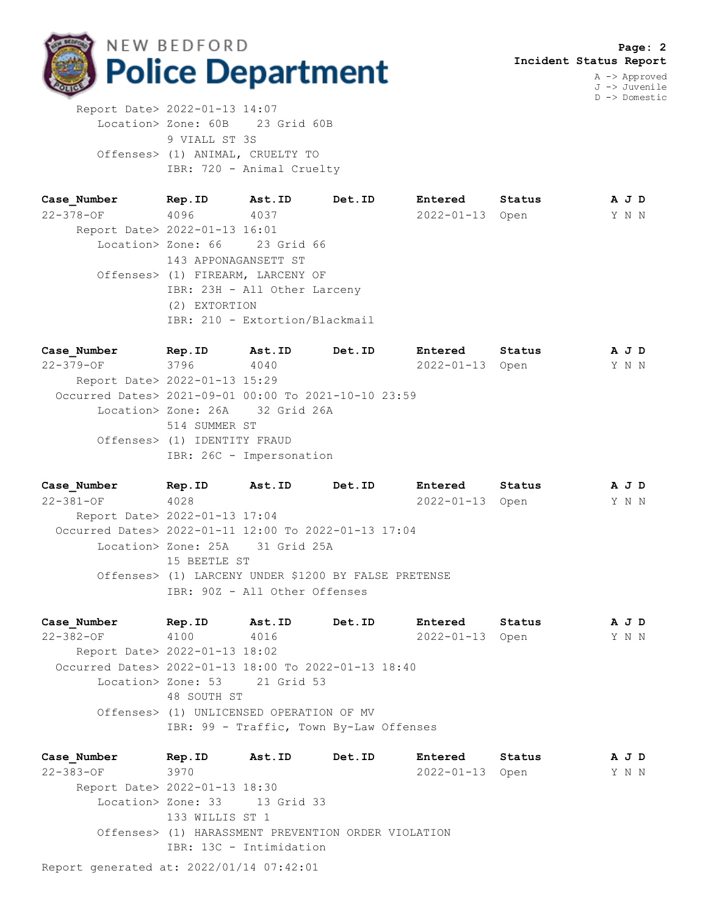**Incident Status Report**

A -> Approved
J -> Juvenile
D -> Domestic

Report Date> 2022-01-13 14:07
Location> Zone: 60B    23 Grid 60B
9 VIALL ST 3S
Offenses> (1) ANIMAL, CRUELTY TO
IBR: 720 - Animal Cruelty

| Case_Number | Rep.ID | Ast.ID | Det.ID | Entered | Status | A J D |
|---|---|---|---|---|---|---|
| 22-378-OF | 4096 | 4037 | | 2022-01-13 | Open | Y N N |

Report Date> 2022-01-13 16:01
Location> Zone: 66    23 Grid 66
143 APPONAGANSETT ST
Offenses> (1) FIREARM, LARCENY OF
IBR: 23H - All Other Larceny
(2) EXTORTION
IBR: 210 - Extortion/Blackmail

| Case_Number | Rep.ID | Ast.ID | Det.ID | Entered | Status | A J D |
|---|---|---|---|---|---|---|
| 22-379-OF | 3796 | 4040 | | 2022-01-13 | Open | Y N N |

Report Date> 2022-01-13 15:29
Occurred Dates> 2021-09-01 00:00 To 2021-10-10 23:59
Location> Zone: 26A    32 Grid 26A
514 SUMMER ST
Offenses> (1) IDENTITY FRAUD
IBR: 26C - Impersonation

| Case_Number | Rep.ID | Ast.ID | Det.ID | Entered | Status | A J D |
|---|---|---|---|---|---|---|
| 22-381-OF | 4028 | | | 2022-01-13 | Open | Y N N |

Report Date> 2022-01-13 17:04
Occurred Dates> 2022-01-11 12:00 To 2022-01-13 17:04
Location> Zone: 25A    31 Grid 25A
15 BEETLE ST
Offenses> (1) LARCENY UNDER $1200 BY FALSE PRETENSE
IBR: 90Z - All Other Offenses

| Case_Number | Rep.ID | Ast.ID | Det.ID | Entered | Status | A J D |
|---|---|---|---|---|---|---|
| 22-382-OF | 4100 | 4016 | | 2022-01-13 | Open | Y N N |

Report Date> 2022-01-13 18:02
Occurred Dates> 2022-01-13 18:00 To 2022-01-13 18:40
Location> Zone: 53    21 Grid 53
48 SOUTH ST
Offenses> (1) UNLICENSED OPERATION OF MV
IBR: 99 - Traffic, Town By-Law Offenses

| Case_Number | Rep.ID | Ast.ID | Det.ID | Entered | Status | A J D |
|---|---|---|---|---|---|---|
| 22-383-OF | 3970 | | | 2022-01-13 | Open | Y N N |

Report Date> 2022-01-13 18:30
Location> Zone: 33    13 Grid 33
133 WILLIS ST 1
Offenses> (1) HARASSMENT PREVENTION ORDER VIOLATION
IBR: 13C - Intimidation

Report generated at: 2022/01/14 07:42:01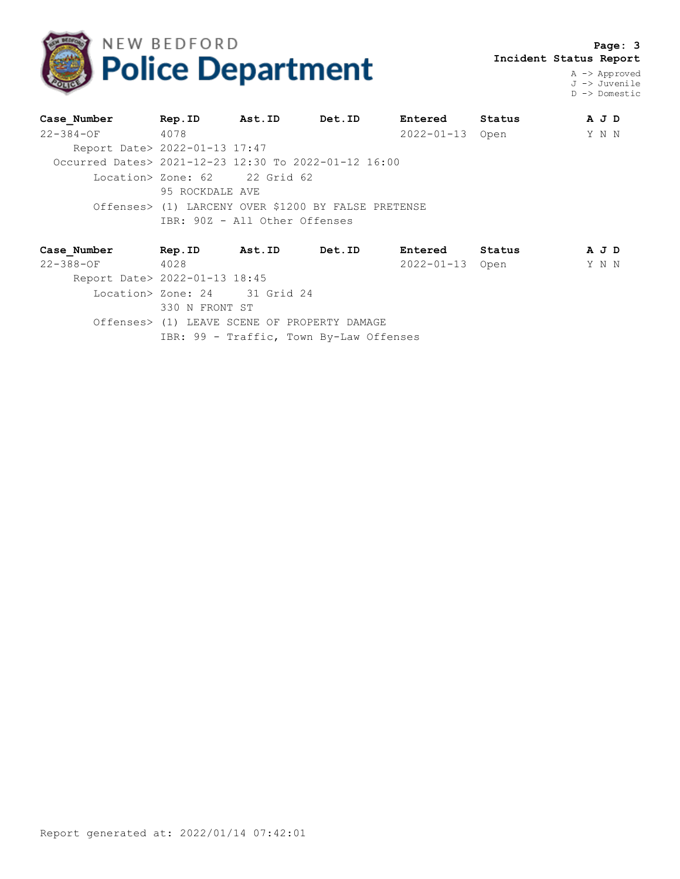# NEW BEDFORD Police Department

**Incident Status Report**

A -> Approved
J -> Juvenile
D -> Domestic

| Case_Number | Rep.ID | Ast.ID | Det.ID | Entered | Status | A J D |
|---|---|---|---|---|---|---|
| 22-384-OF | 4078 | | | 2022-01-13 | Open | Y N N |

Report Date> 2022-01-13 17:47
Occurred Dates> 2021-12-23 12:30 To 2022-01-12 16:00
Location> Zone: 62 22 Grid 62
95 ROCKDALE AVE
Offenses> (1) LARCENY OVER $1200 BY FALSE PRETENSE
IBR: 90Z - All Other Offenses

| Case_Number | Rep.ID | Ast.ID | Det.ID | Entered | Status | A J D |
|---|---|---|---|---|---|---|
| 22-388-OF | 4028 | | | 2022-01-13 | Open | Y N N |

Report Date> 2022-01-13 18:45
Location> Zone: 24 31 Grid 24
330 N FRONT ST
Offenses> (1) LEAVE SCENE OF PROPERTY DAMAGE
IBR: 99 - Traffic, Town By-Law Offenses

Report generated at: 2022/01/14 07:42:01